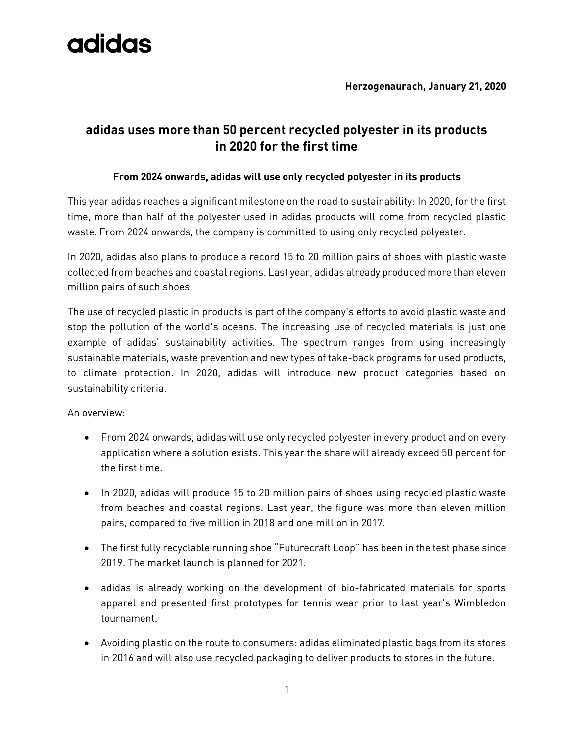adidas

**Herzogenaurach, January 21, 2020**

# adidas uses more than 50 percent recycled polyester in its products in 2020 for the first time

### From 2024 onwards, adidas will use only recycled polyester in its products

This year adidas reaches a significant milestone on the road to sustainability: In 2020, for the first time, more than half of the polyester used in adidas products will come from recycled plastic waste. From 2024 onwards, the company is committed to using only recycled polyester.

In 2020, adidas also plans to produce a record 15 to 20 million pairs of shoes with plastic waste collected from beaches and coastal regions. Last year, adidas already produced more than eleven million pairs of such shoes.

The use of recycled plastic in products is part of the company's efforts to avoid plastic waste and stop the pollution of the world's oceans. The increasing use of recycled materials is just one example of adidas' sustainability activities. The spectrum ranges from using increasingly sustainable materials, waste prevention and new types of take-back programs for used products, to climate protection. In 2020, adidas will introduce new product categories based on sustainability criteria.

An overview:

- From 2024 onwards, adidas will use only recycled polyester in every product and on every application where a solution exists. This year the share will already exceed 50 percent for the first time.
- In 2020, adidas will produce 15 to 20 million pairs of shoes using recycled plastic waste from beaches and coastal regions. Last year, the figure was more than eleven million pairs, compared to five million in 2018 and one million in 2017.
- The first fully recyclable running shoe "Futurecraft Loop" has been in the test phase since 2019. The market launch is planned for 2021.
- adidas is already working on the development of bio-fabricated materials for sports apparel and presented first prototypes for tennis wear prior to last year's Wimbledon tournament.
- Avoiding plastic on the route to consumers: adidas eliminated plastic bags from its stores in 2016 and will also use recycled packaging to deliver products to stores in the future.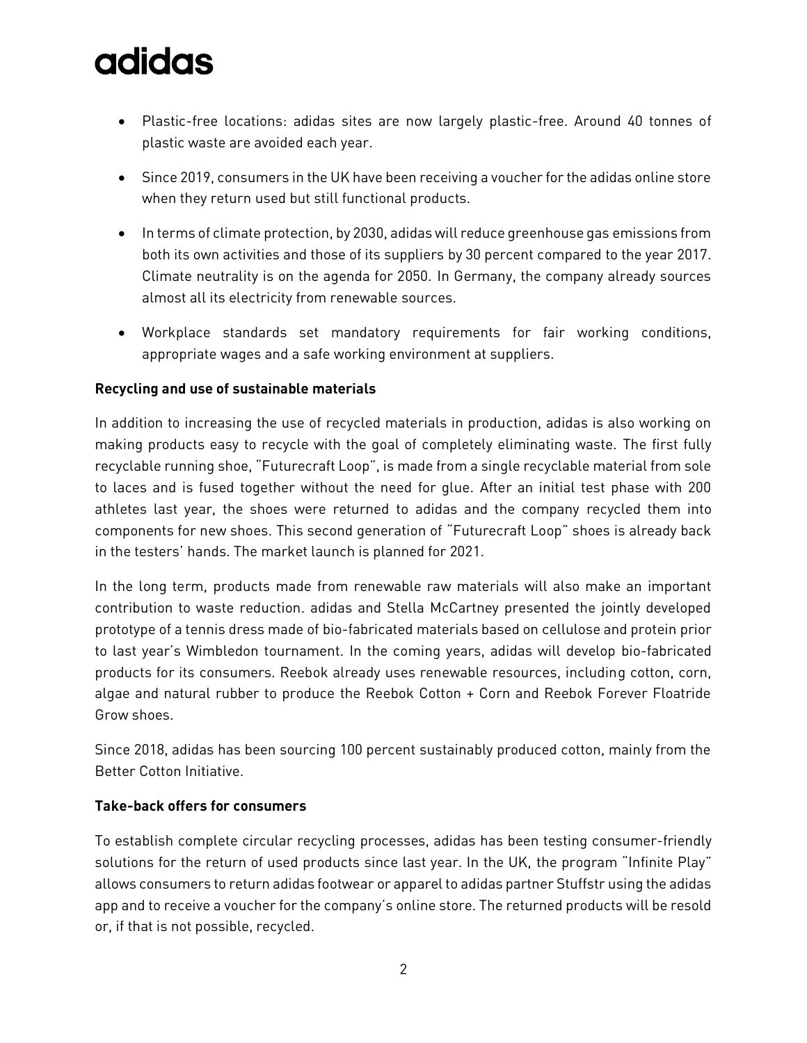- Plastic-free locations: adidas sites are now largely plastic-free. Around 40 tonnes of plastic waste are avoided each year.
- Since 2019, consumers in the UK have been receiving a voucher for the adidas online store when they return used but still functional products.
- In terms of climate protection, by 2030, adidas will reduce greenhouse gas emissions from both its own activities and those of its suppliers by 30 percent compared to the year 2017. Climate neutrality is on the agenda for 2050. In Germany, the company already sources almost all its electricity from renewable sources.
- Workplace standards set mandatory requirements for fair working conditions, appropriate wages and a safe working environment at suppliers.

**Recycling and use of sustainable materials**

In addition to increasing the use of recycled materials in production, adidas is also working on making products easy to recycle with the goal of completely eliminating waste. The first fully recyclable running shoe, "Futurecraft Loop", is made from a single recyclable material from sole to laces and is fused together without the need for glue. After an initial test phase with 200 athletes last year, the shoes were returned to adidas and the company recycled them into components for new shoes. This second generation of "Futurecraft Loop" shoes is already back in the testers' hands. The market launch is planned for 2021.

In the long term, products made from renewable raw materials will also make an important contribution to waste reduction. adidas and Stella McCartney presented the jointly developed prototype of a tennis dress made of bio-fabricated materials based on cellulose and protein prior to last year's Wimbledon tournament. In the coming years, adidas will develop bio-fabricated products for its consumers. Reebok already uses renewable resources, including cotton, corn, algae and natural rubber to produce the Reebok Cotton + Corn and Reebok Forever Floatride Grow shoes.

Since 2018, adidas has been sourcing 100 percent sustainably produced cotton, mainly from the Better Cotton Initiative.

**Take-back offers for consumers**

To establish complete circular recycling processes, adidas has been testing consumer-friendly solutions for the return of used products since last year. In the UK, the program "Infinite Play" allows consumers to return adidas footwear or apparel to adidas partner Stuffstr using the adidas app and to receive a voucher for the company's online store. The returned products will be resold or, if that is not possible, recycled.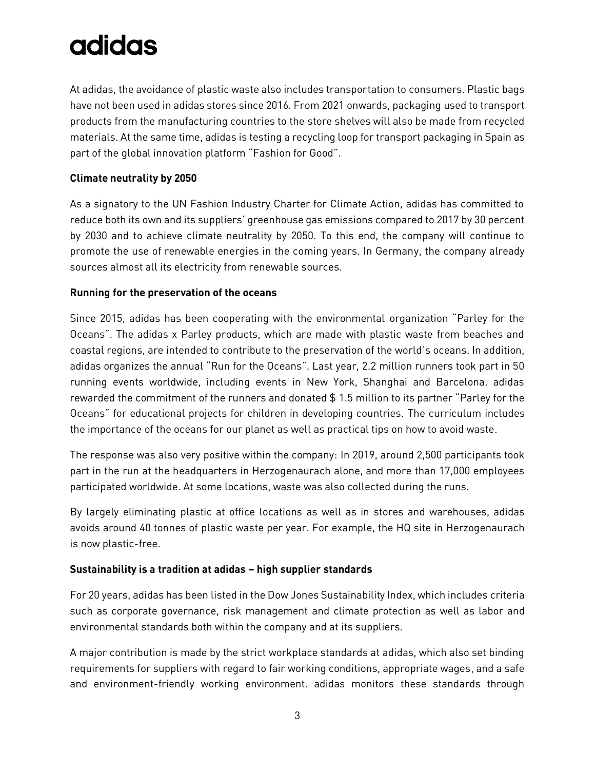At adidas, the avoidance of plastic waste also includes transportation to consumers. Plastic bags have not been used in adidas stores since 2016. From 2021 onwards, packaging used to transport products from the manufacturing countries to the store shelves will also be made from recycled materials. At the same time, adidas is testing a recycling loop for transport packaging in Spain as part of the global innovation platform "Fashion for Good".

**Climate neutrality by 2050**

As a signatory to the UN Fashion Industry Charter for Climate Action, adidas has committed to reduce both its own and its suppliers' greenhouse gas emissions compared to 2017 by 30 percent by 2030 and to achieve climate neutrality by 2050. To this end, the company will continue to promote the use of renewable energies in the coming years. In Germany, the company already sources almost all its electricity from renewable sources.

**Running for the preservation of the oceans**

Since 2015, adidas has been cooperating with the environmental organization "Parley for the Oceans". The adidas x Parley products, which are made with plastic waste from beaches and coastal regions, are intended to contribute to the preservation of the world's oceans. In addition, adidas organizes the annual "Run for the Oceans". Last year, 2.2 million runners took part in 50 running events worldwide, including events in New York, Shanghai and Barcelona. adidas rewarded the commitment of the runners and donated $ 1.5 million to its partner "Parley for the Oceans" for educational projects for children in developing countries. The curriculum includes the importance of the oceans for our planet as well as practical tips on how to avoid waste.

The response was also very positive within the company: In 2019, around 2,500 participants took part in the run at the headquarters in Herzogenaurach alone, and more than 17,000 employees participated worldwide. At some locations, waste was also collected during the runs.

By largely eliminating plastic at office locations as well as in stores and warehouses, adidas avoids around 40 tonnes of plastic waste per year. For example, the HQ site in Herzogenaurach is now plastic-free.

**Sustainability is a tradition at adidas – high supplier standards**

For 20 years, adidas has been listed in the Dow Jones Sustainability Index, which includes criteria such as corporate governance, risk management and climate protection as well as labor and environmental standards both within the company and at its suppliers.

A major contribution is made by the strict workplace standards at adidas, which also set binding requirements for suppliers with regard to fair working conditions, appropriate wages, and a safe and environment-friendly working environment. adidas monitors these standards through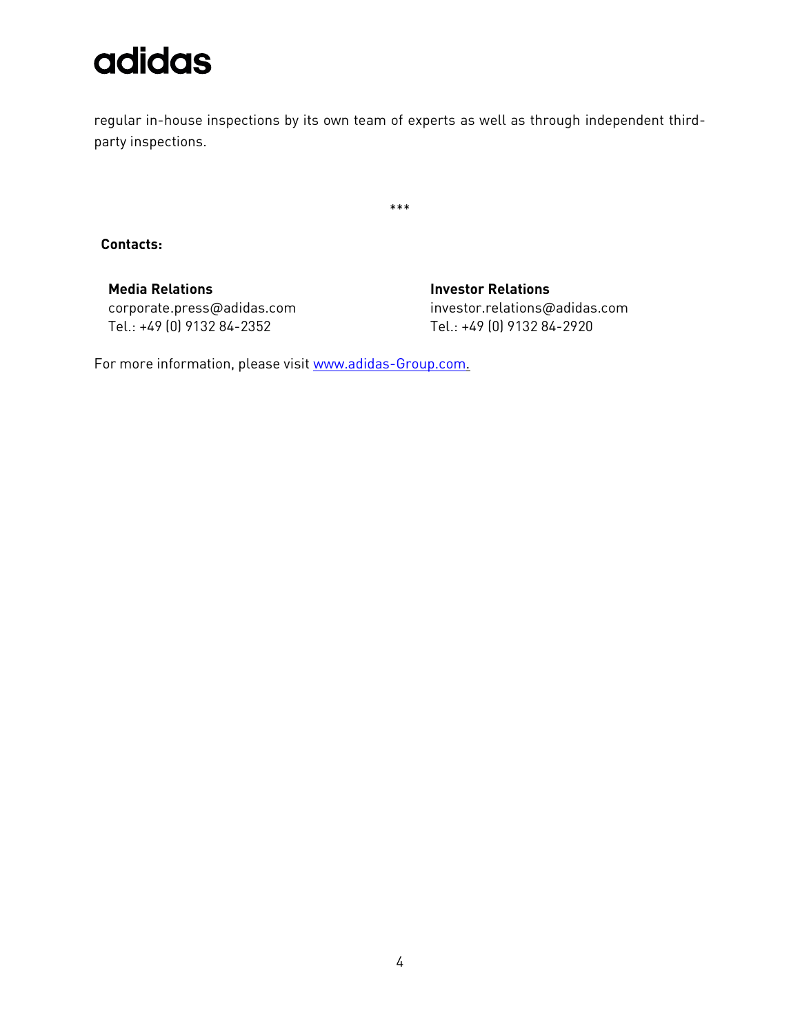regular in-house inspections by its own team of experts as well as through independent third-party inspections.

***

**Contacts:**

**Media Relations**
corporate.press@adidas.com
Tel.: +49 (0) 9132 84-2352

**Investor Relations**
investor.relations@adidas.com
Tel.: +49 (0) 9132 84-2920

For more information, please visit [www.adidas-Group.com.](http://www.adidas-Group.com)